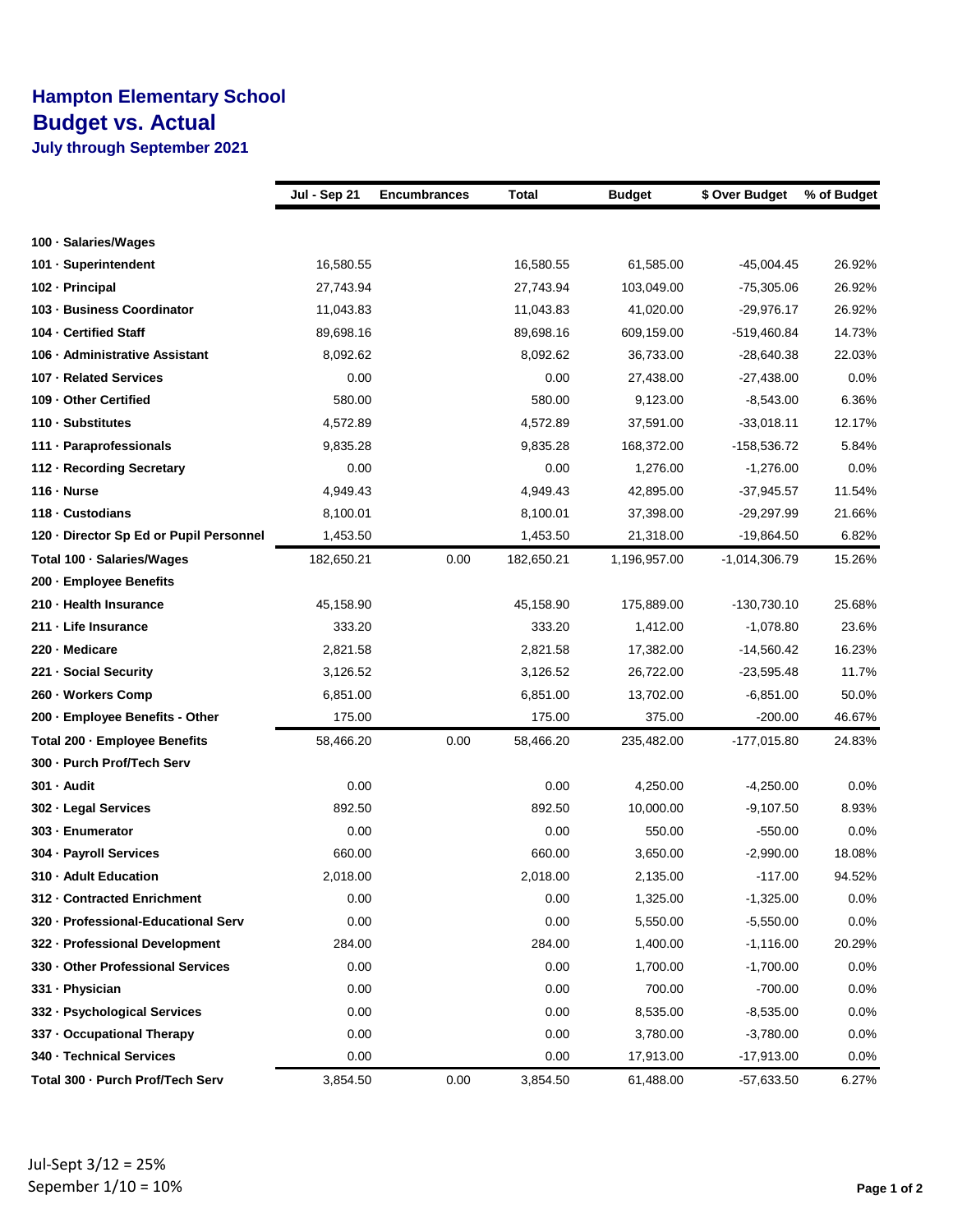# Hampton Elementary School
## Budget vs. Actual
### July through September 2021

| | Jul - Sep 21 | Encumbrances | Total | Budget | $ Over Budget | % of Budget |
|---|---|---|---|---|---|---|
| **100 · Salaries/Wages** | | | | | | |
| **101 · Superintendent** | 16,580.55 | | 16,580.55 | 61,585.00 | -45,004.45 | 26.92% |
| **102 · Principal** | 27,743.94 | | 27,743.94 | 103,049.00 | -75,305.06 | 26.92% |
| **103 · Business Coordinator** | 11,043.83 | | 11,043.83 | 41,020.00 | -29,976.17 | 26.92% |
| **104 · Certified Staff** | 89,698.16 | | 89,698.16 | 609,159.00 | -519,460.84 | 14.73% |
| **106 · Administrative Assistant** | 8,092.62 | | 8,092.62 | 36,733.00 | -28,640.38 | 22.03% |
| **107 · Related Services** | 0.00 | | 0.00 | 27,438.00 | -27,438.00 | 0.0% |
| **109 · Other Certified** | 580.00 | | 580.00 | 9,123.00 | -8,543.00 | 6.36% |
| **110 · Substitutes** | 4,572.89 | | 4,572.89 | 37,591.00 | -33,018.11 | 12.17% |
| **111 · Paraprofessionals** | 9,835.28 | | 9,835.28 | 168,372.00 | -158,536.72 | 5.84% |
| **112 · Recording Secretary** | 0.00 | | 0.00 | 1,276.00 | -1,276.00 | 0.0% |
| **116 · Nurse** | 4,949.43 | | 4,949.43 | 42,895.00 | -37,945.57 | 11.54% |
| **118 · Custodians** | 8,100.01 | | 8,100.01 | 37,398.00 | -29,297.99 | 21.66% |
| **120 · Director Sp Ed or Pupil Personnel** | 1,453.50 | | 1,453.50 | 21,318.00 | -19,864.50 | 6.82% |
| **Total 100 · Salaries/Wages** | 182,650.21 | 0.00 | 182,650.21 | 1,196,957.00 | -1,014,306.79 | 15.26% |
| **200 · Employee Benefits** | | | | | | |
| **210 · Health Insurance** | 45,158.90 | | 45,158.90 | 175,889.00 | -130,730.10 | 25.68% |
| **211 · Life Insurance** | 333.20 | | 333.20 | 1,412.00 | -1,078.80 | 23.6% |
| **220 · Medicare** | 2,821.58 | | 2,821.58 | 17,382.00 | -14,560.42 | 16.23% |
| **221 · Social Security** | 3,126.52 | | 3,126.52 | 26,722.00 | -23,595.48 | 11.7% |
| **260 · Workers Comp** | 6,851.00 | | 6,851.00 | 13,702.00 | -6,851.00 | 50.0% |
| **200 · Employee Benefits - Other** | 175.00 | | 175.00 | 375.00 | -200.00 | 46.67% |
| **Total 200 · Employee Benefits** | 58,466.20 | 0.00 | 58,466.20 | 235,482.00 | -177,015.80 | 24.83% |
| **300 · Purch Prof/Tech Serv** | | | | | | |
| **301 · Audit** | 0.00 | | 0.00 | 4,250.00 | -4,250.00 | 0.0% |
| **302 · Legal Services** | 892.50 | | 892.50 | 10,000.00 | -9,107.50 | 8.93% |
| **303 · Enumerator** | 0.00 | | 0.00 | 550.00 | -550.00 | 0.0% |
| **304 · Payroll Services** | 660.00 | | 660.00 | 3,650.00 | -2,990.00 | 18.08% |
| **310 · Adult Education** | 2,018.00 | | 2,018.00 | 2,135.00 | -117.00 | 94.52% |
| **312 · Contracted Enrichment** | 0.00 | | 0.00 | 1,325.00 | -1,325.00 | 0.0% |
| **320 · Professional-Educational Serv** | 0.00 | | 0.00 | 5,550.00 | -5,550.00 | 0.0% |
| **322 · Professional Development** | 284.00 | | 284.00 | 1,400.00 | -1,116.00 | 20.29% |
| **330 · Other Professional Services** | 0.00 | | 0.00 | 1,700.00 | -1,700.00 | 0.0% |
| **331 · Physician** | 0.00 | | 0.00 | 700.00 | -700.00 | 0.0% |
| **332 · Psychological Services** | 0.00 | | 0.00 | 8,535.00 | -8,535.00 | 0.0% |
| **337 · Occupational Therapy** | 0.00 | | 0.00 | 3,780.00 | -3,780.00 | 0.0% |
| **340 · Technical Services** | 0.00 | | 0.00 | 17,913.00 | -17,913.00 | 0.0% |
| **Total 300 · Purch Prof/Tech Serv** | 3,854.50 | 0.00 | 3,854.50 | 61,488.00 | -57,633.50 | 6.27% |

Jul-Sept 3/12 = 25%
Sepember 1/10 = 10%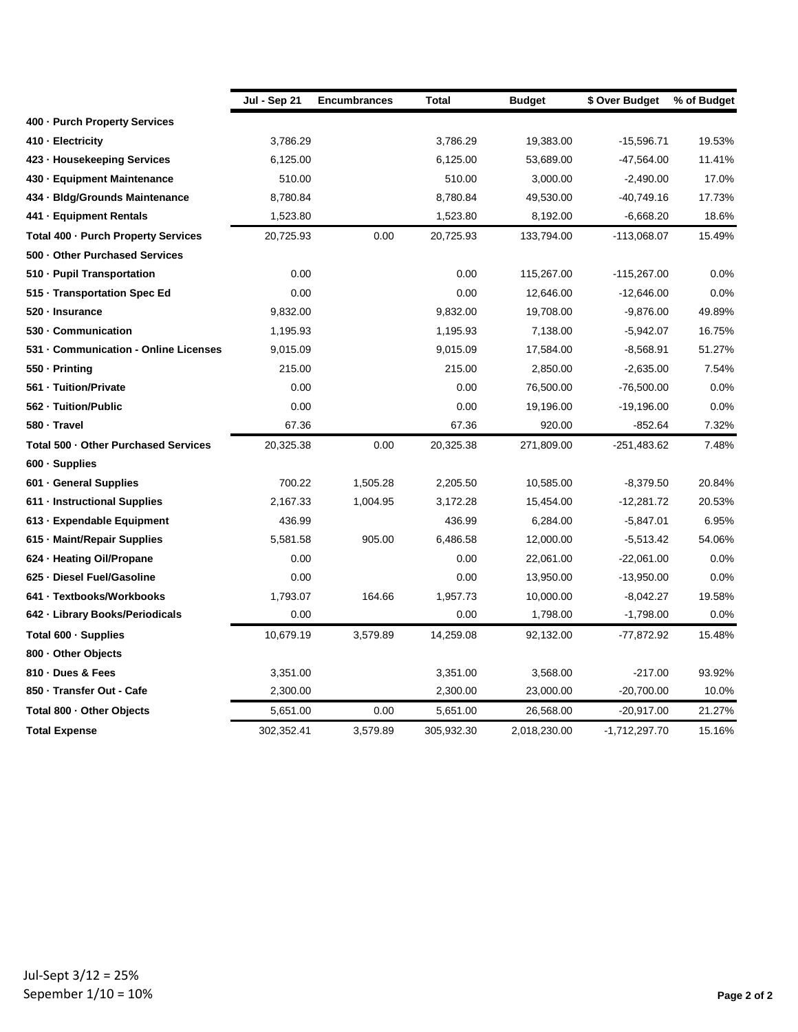| | Jul - Sep 21 | Encumbrances | Total | Budget | $ Over Budget | % of Budget |
|---|---|---|---|---|---|---|
| **400 · Purch Property Services** | | | | | | |
| **410 · Electricity** | 3,786.29 | | 3,786.29 | 19,383.00 | -15,596.71 | 19.53% |
| **423 · Housekeeping Services** | 6,125.00 | | 6,125.00 | 53,689.00 | -47,564.00 | 11.41% |
| **430 · Equipment Maintenance** | 510.00 | | 510.00 | 3,000.00 | -2,490.00 | 17.0% |
| **434 · Bldg/Grounds Maintenance** | 8,780.84 | | 8,780.84 | 49,530.00 | -40,749.16 | 17.73% |
| **441 · Equipment Rentals** | 1,523.80 | | 1,523.80 | 8,192.00 | -6,668.20 | 18.6% |
| **Total 400 · Purch Property Services** | 20,725.93 | 0.00 | 20,725.93 | 133,794.00 | -113,068.07 | 15.49% |
| **500 · Other Purchased Services** | | | | | | |
| **510 · Pupil Transportation** | 0.00 | | 0.00 | 115,267.00 | -115,267.00 | 0.0% |
| **515 · Transportation Spec Ed** | 0.00 | | 0.00 | 12,646.00 | -12,646.00 | 0.0% |
| **520 · Insurance** | 9,832.00 | | 9,832.00 | 19,708.00 | -9,876.00 | 49.89% |
| **530 · Communication** | 1,195.93 | | 1,195.93 | 7,138.00 | -5,942.07 | 16.75% |
| **531 · Communication - Online Licenses** | 9,015.09 | | 9,015.09 | 17,584.00 | -8,568.91 | 51.27% |
| **550 · Printing** | 215.00 | | 215.00 | 2,850.00 | -2,635.00 | 7.54% |
| **561 · Tuition/Private** | 0.00 | | 0.00 | 76,500.00 | -76,500.00 | 0.0% |
| **562 · Tuition/Public** | 0.00 | | 0.00 | 19,196.00 | -19,196.00 | 0.0% |
| **580 · Travel** | 67.36 | | 67.36 | 920.00 | -852.64 | 7.32% |
| **Total 500 · Other Purchased Services** | 20,325.38 | 0.00 | 20,325.38 | 271,809.00 | -251,483.62 | 7.48% |
| **600 · Supplies** | | | | | | |
| **601 · General Supplies** | 700.22 | 1,505.28 | 2,205.50 | 10,585.00 | -8,379.50 | 20.84% |
| **611 · Instructional Supplies** | 2,167.33 | 1,004.95 | 3,172.28 | 15,454.00 | -12,281.72 | 20.53% |
| **613 · Expendable Equipment** | 436.99 | | 436.99 | 6,284.00 | -5,847.01 | 6.95% |
| **615 · Maint/Repair Supplies** | 5,581.58 | 905.00 | 6,486.58 | 12,000.00 | -5,513.42 | 54.06% |
| **624 · Heating Oil/Propane** | 0.00 | | 0.00 | 22,061.00 | -22,061.00 | 0.0% |
| **625 · Diesel Fuel/Gasoline** | 0.00 | | 0.00 | 13,950.00 | -13,950.00 | 0.0% |
| **641 · Textbooks/Workbooks** | 1,793.07 | 164.66 | 1,957.73 | 10,000.00 | -8,042.27 | 19.58% |
| **642 · Library Books/Periodicals** | 0.00 | | 0.00 | 1,798.00 | -1,798.00 | 0.0% |
| **Total 600 · Supplies** | 10,679.19 | 3,579.89 | 14,259.08 | 92,132.00 | -77,872.92 | 15.48% |
| **800 · Other Objects** | | | | | | |
| **810 · Dues & Fees** | 3,351.00 | | 3,351.00 | 3,568.00 | -217.00 | 93.92% |
| **850 · Transfer Out - Cafe** | 2,300.00 | | 2,300.00 | 23,000.00 | -20,700.00 | 10.0% |
| **Total 800 · Other Objects** | 5,651.00 | 0.00 | 5,651.00 | 26,568.00 | -20,917.00 | 21.27% |
| **Total Expense** | 302,352.41 | 3,579.89 | 305,932.30 | 2,018,230.00 | -1,712,297.70 | 15.16% |

Jul-Sept 3/12 = 25%
Sepember 1/10 = 10%